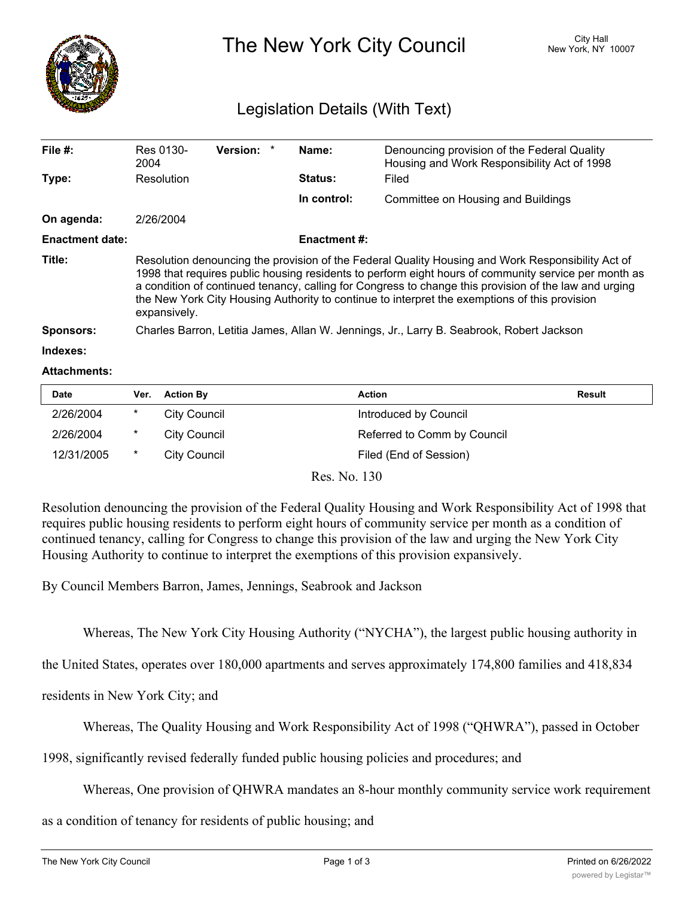# The New York City Council

City Hall
New York, NY 10007

## Legislation Details (With Text)

| | | | | |
|---|---|---|---|---|
| **File #:** | Res 0130-2004 | **Version:** * | **Name:** | Denouncing provision of the Federal Quality Housing and Work Responsibility Act of 1998 |
| **Type:** | Resolution | | **Status:** | Filed |
| | | | **In control:** | Committee on Housing and Buildings |
| **On agenda:** | 2/26/2004 | | | |
| **Enactment date:** | | | **Enactment #:** | |

**Title:** Resolution denouncing the provision of the Federal Quality Housing and Work Responsibility Act of 1998 that requires public housing residents to perform eight hours of community service per month as a condition of continued tenancy, calling for Congress to change this provision of the law and urging the New York City Housing Authority to continue to interpret the exemptions of this provision expansively.

**Sponsors:** Charles Barron, Letitia James, Allan W. Jennings, Jr., Larry B. Seabrook, Robert Jackson

**Indexes:**

**Attachments:**

| Date | Ver. | Action By | Action | Result |
|---|---|---|---|---|
| 2/26/2004 | * | City Council | Introduced by Council | |
| 2/26/2004 | * | City Council | Referred to Comm by Council | |
| 12/31/2005 | * | City Council | Filed (End of Session) | |

Res. No. 130

Resolution denouncing the provision of the Federal Quality Housing and Work Responsibility Act of 1998 that requires public housing residents to perform eight hours of community service per month as a condition of continued tenancy, calling for Congress to change this provision of the law and urging the New York City Housing Authority to continue to interpret the exemptions of this provision expansively.

By Council Members Barron, James, Jennings, Seabrook and Jackson

Whereas, The New York City Housing Authority ("NYCHA"), the largest public housing authority in the United States, operates over 180,000 apartments and serves approximately 174,800 families and 418,834 residents in New York City; and

Whereas, The Quality Housing and Work Responsibility Act of 1998 ("QHWRA"), passed in October 1998, significantly revised federally funded public housing policies and procedures; and

Whereas, One provision of QHWRA mandates an 8-hour monthly community service work requirement as a condition of tenancy for residents of public housing; and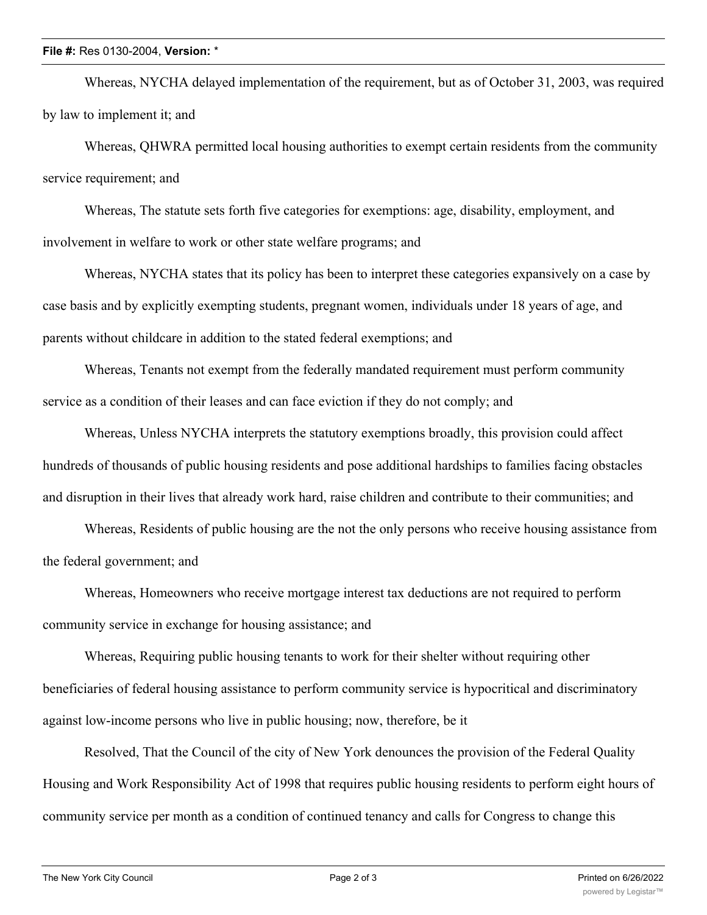Whereas, NYCHA delayed implementation of the requirement, but as of October 31, 2003, was required by law to implement it; and

Whereas, QHWRA permitted local housing authorities to exempt certain residents from the community service requirement; and

Whereas, The statute sets forth five categories for exemptions: age, disability, employment, and involvement in welfare to work or other state welfare programs; and

Whereas, NYCHA states that its policy has been to interpret these categories expansively on a case by case basis and by explicitly exempting students, pregnant women, individuals under 18 years of age, and parents without childcare in addition to the stated federal exemptions; and

Whereas, Tenants not exempt from the federally mandated requirement must perform community service as a condition of their leases and can face eviction if they do not comply; and

Whereas, Unless NYCHA interprets the statutory exemptions broadly, this provision could affect hundreds of thousands of public housing residents and pose additional hardships to families facing obstacles and disruption in their lives that already work hard, raise children and contribute to their communities; and

Whereas, Residents of public housing are the not the only persons who receive housing assistance from the federal government; and

Whereas, Homeowners who receive mortgage interest tax deductions are not required to perform community service in exchange for housing assistance; and

Whereas, Requiring public housing tenants to work for their shelter without requiring other beneficiaries of federal housing assistance to perform community service is hypocritical and discriminatory against low-income persons who live in public housing; now, therefore, be it

Resolved, That the Council of the city of New York denounces the provision of the Federal Quality Housing and Work Responsibility Act of 1998 that requires public housing residents to perform eight hours of community service per month as a condition of continued tenancy and calls for Congress to change this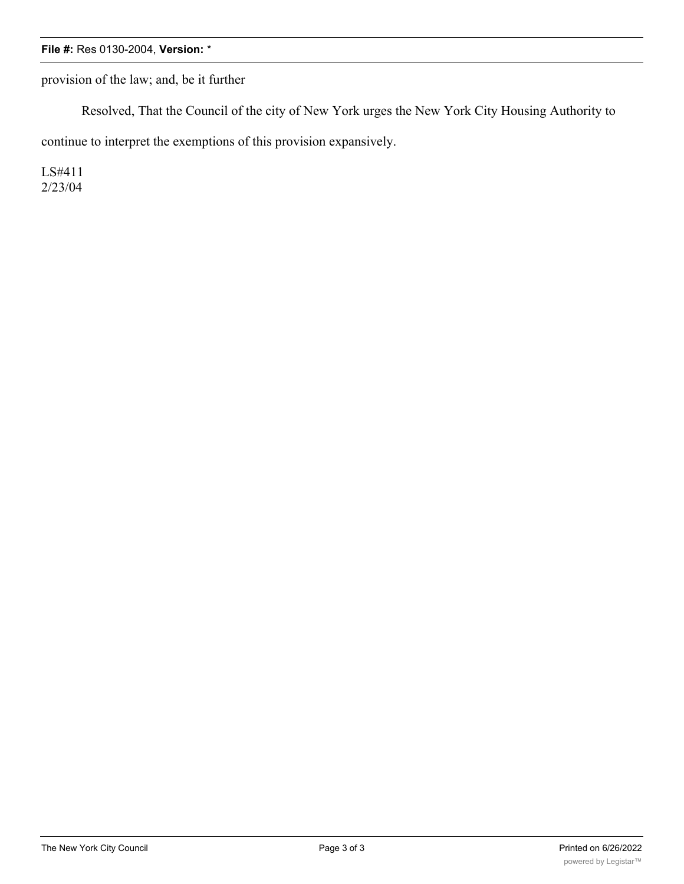provision of the law; and, be it further

Resolved, That the Council of the city of New York urges the New York City Housing Authority to continue to interpret the exemptions of this provision expansively.

LS#411
2/23/04